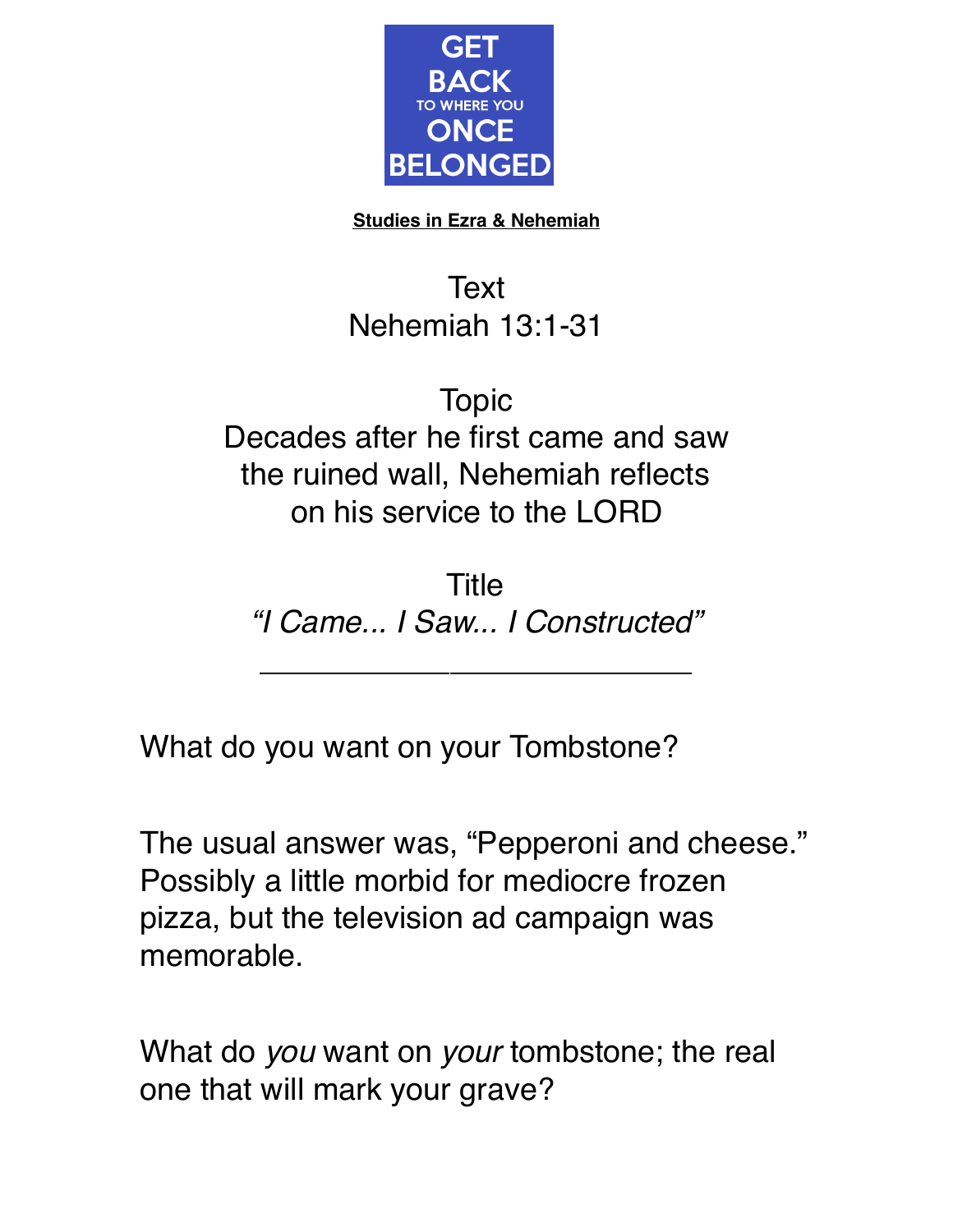**GET BACK**
TO WHERE YOU
**ONCE BELONGED**

<u>**Studies in Ezra & Nehemiah**</u>

Text
Nehemiah 13:1-31

Topic
Decades after he first came and saw the ruined wall, Nehemiah reflects on his service to the LORD

Title
*“I Came... I Saw... I Constructed”*

---

What do you want on your Tombstone?

The usual answer was, “Pepperoni and cheese.” Possibly a little morbid for mediocre frozen pizza, but the television ad campaign was memorable.

What do *you* want on *your* tombstone; the real one that will mark your grave?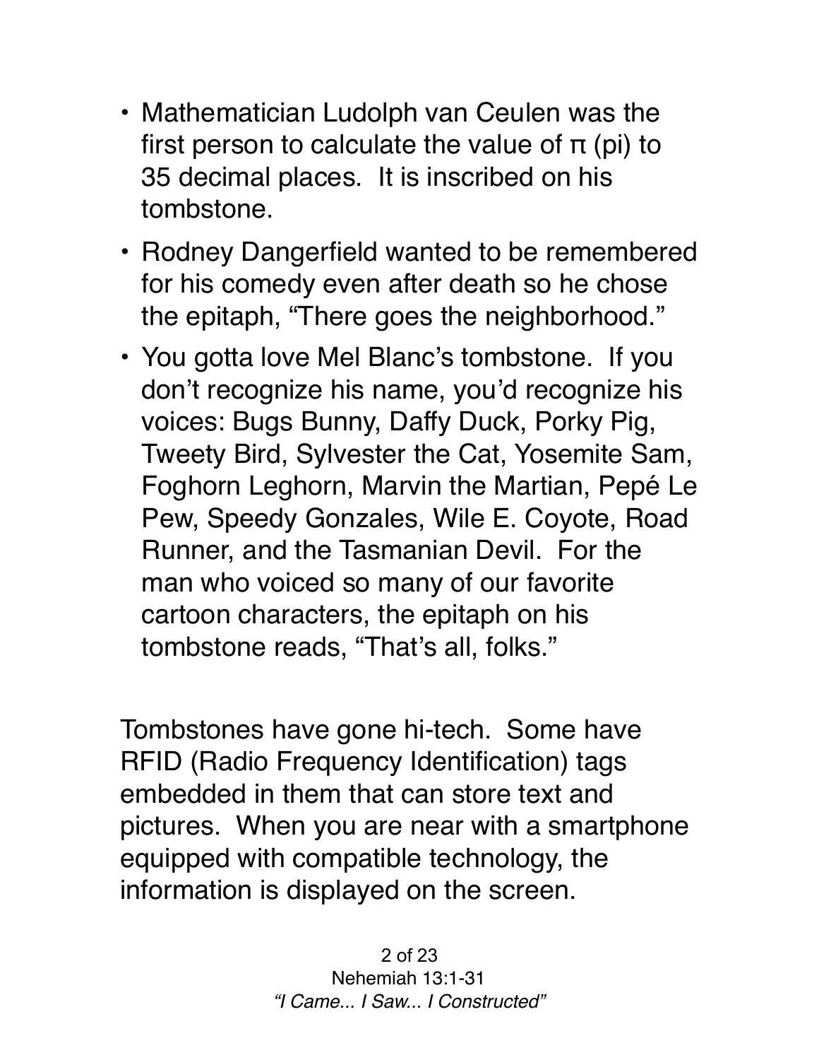- Mathematician Ludolph van Ceulen was the first person to calculate the value of π (pi) to 35 decimal places. It is inscribed on his tombstone.
- Rodney Dangerfield wanted to be remembered for his comedy even after death so he chose the epitaph, “There goes the neighborhood.”
- You gotta love Mel Blanc’s tombstone. If you don’t recognize his name, you’d recognize his voices: Bugs Bunny, Daffy Duck, Porky Pig, Tweety Bird, Sylvester the Cat, Yosemite Sam, Foghorn Leghorn, Marvin the Martian, Pepé Le Pew, Speedy Gonzales, Wile E. Coyote, Road Runner, and the Tasmanian Devil. For the man who voiced so many of our favorite cartoon characters, the epitaph on his tombstone reads, “That’s all, folks.”

Tombstones have gone hi-tech. Some have RFID (Radio Frequency Identification) tags embedded in them that can store text and pictures. When you are near with a smartphone equipped with compatible technology, the information is displayed on the screen.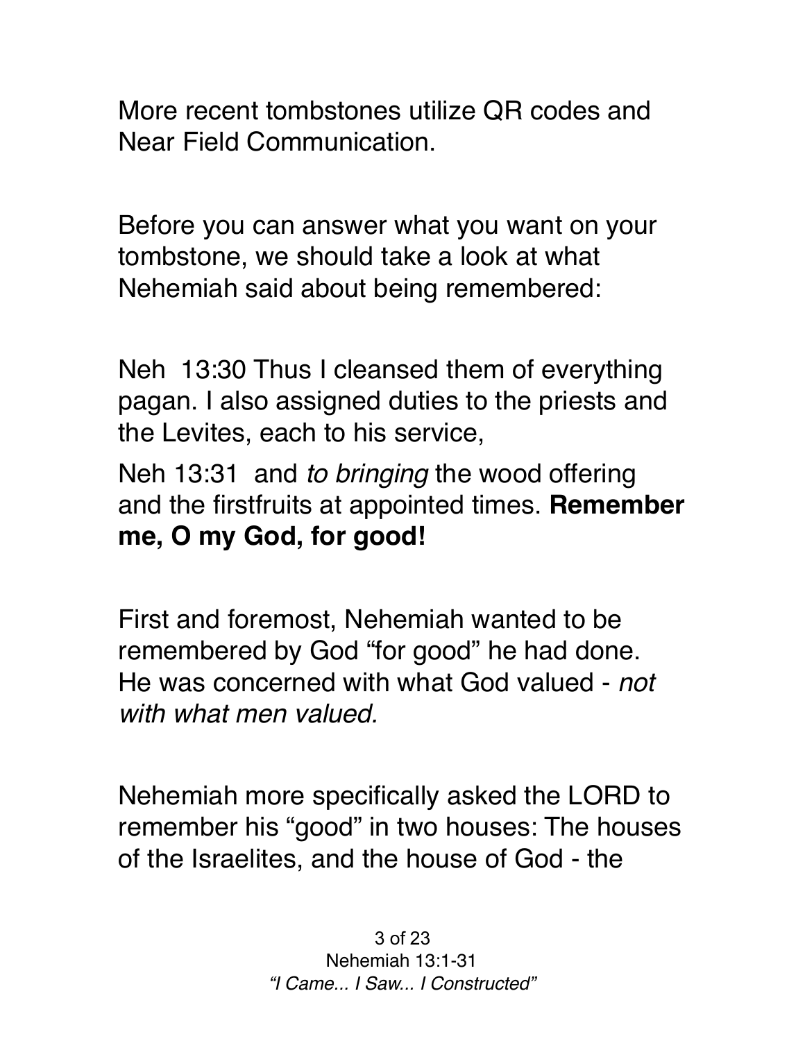More recent tombstones utilize QR codes and Near Field Communication.

Before you can answer what you want on your tombstone, we should take a look at what Nehemiah said about being remembered:

Neh 13:30 Thus I cleansed them of everything pagan. I also assigned duties to the priests and the Levites, each to his service,

Neh 13:31 and *to bringing* the wood offering and the firstfruits at appointed times. **Remember me, O my God, for good!**

First and foremost, Nehemiah wanted to be remembered by God "for good" he had done. He was concerned with what God valued - *not with what men valued.*

Nehemiah more specifically asked the LORD to remember his "good" in two houses: The houses of the Israelites, and the house of God - the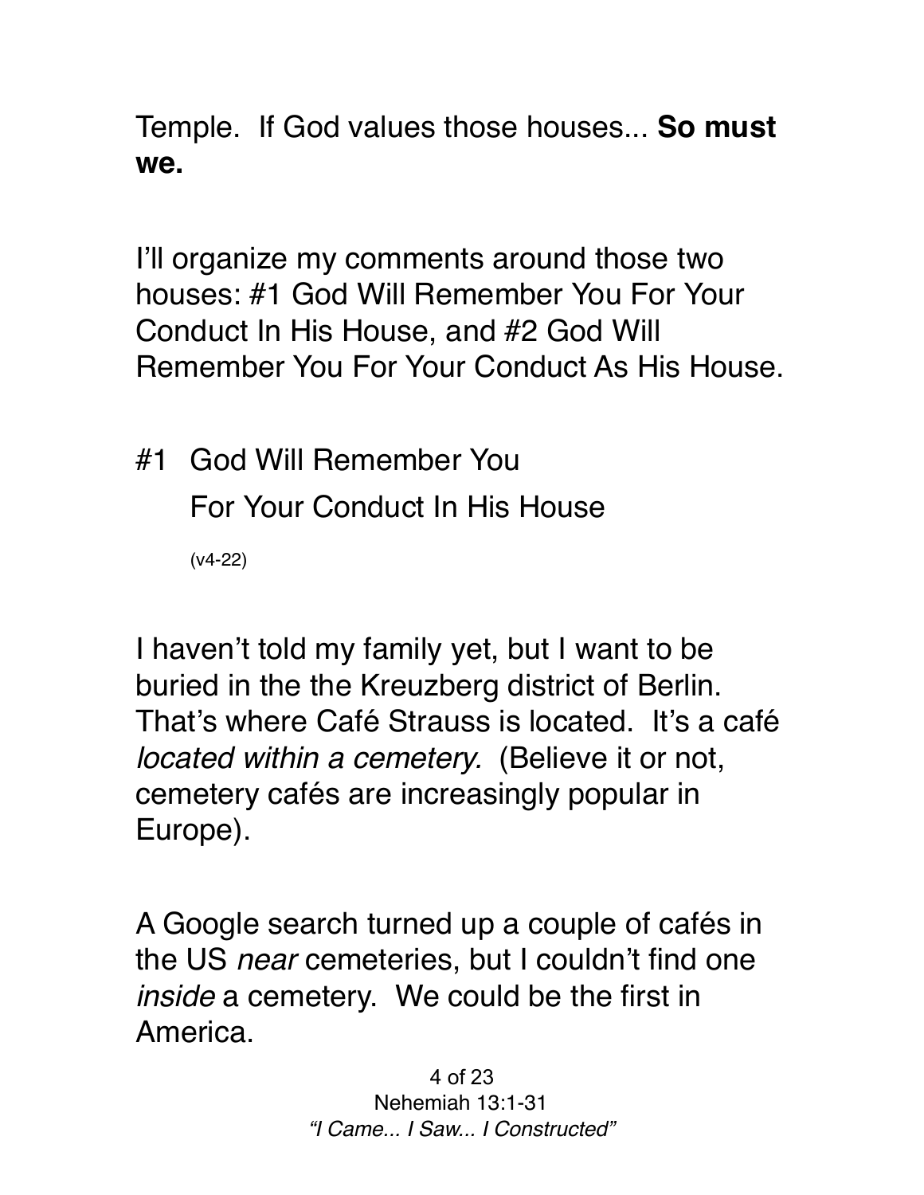Temple. If God values those houses... **So must we.**

I'll organize my comments around those two houses: #1 God Will Remember You For Your Conduct In His House, and #2 God Will Remember You For Your Conduct As His House.

## #1 God Will Remember You For Your Conduct In His House

(v4-22)

I haven't told my family yet, but I want to be buried in the the Kreuzberg district of Berlin. That's where Café Strauss is located. It's a café *located within a cemetery.* (Believe it or not, cemetery cafés are increasingly popular in Europe).

A Google search turned up a couple of cafés in the US *near* cemeteries, but I couldn't find one *inside* a cemetery. We could be the first in America.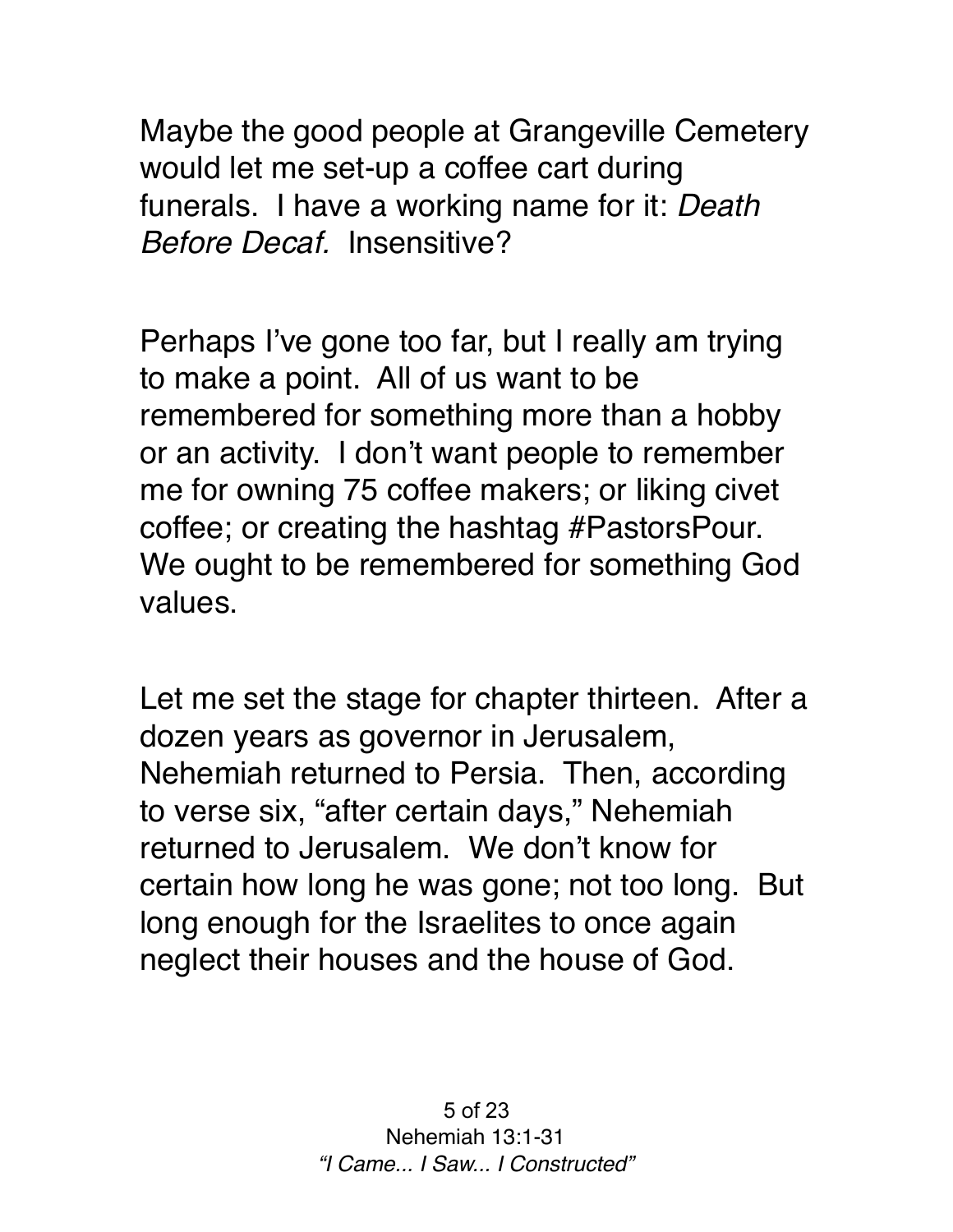Maybe the good people at Grangeville Cemetery would let me set-up a coffee cart during funerals. I have a working name for it: *Death Before Decaf.* Insensitive?

Perhaps I've gone too far, but I really am trying to make a point. All of us want to be remembered for something more than a hobby or an activity. I don't want people to remember me for owning 75 coffee makers; or liking civet coffee; or creating the hashtag #PastorsPour. We ought to be remembered for something God values.

Let me set the stage for chapter thirteen. After a dozen years as governor in Jerusalem, Nehemiah returned to Persia. Then, according to verse six, "after certain days," Nehemiah returned to Jerusalem. We don't know for certain how long he was gone; not too long. But long enough for the Israelites to once again neglect their houses and the house of God.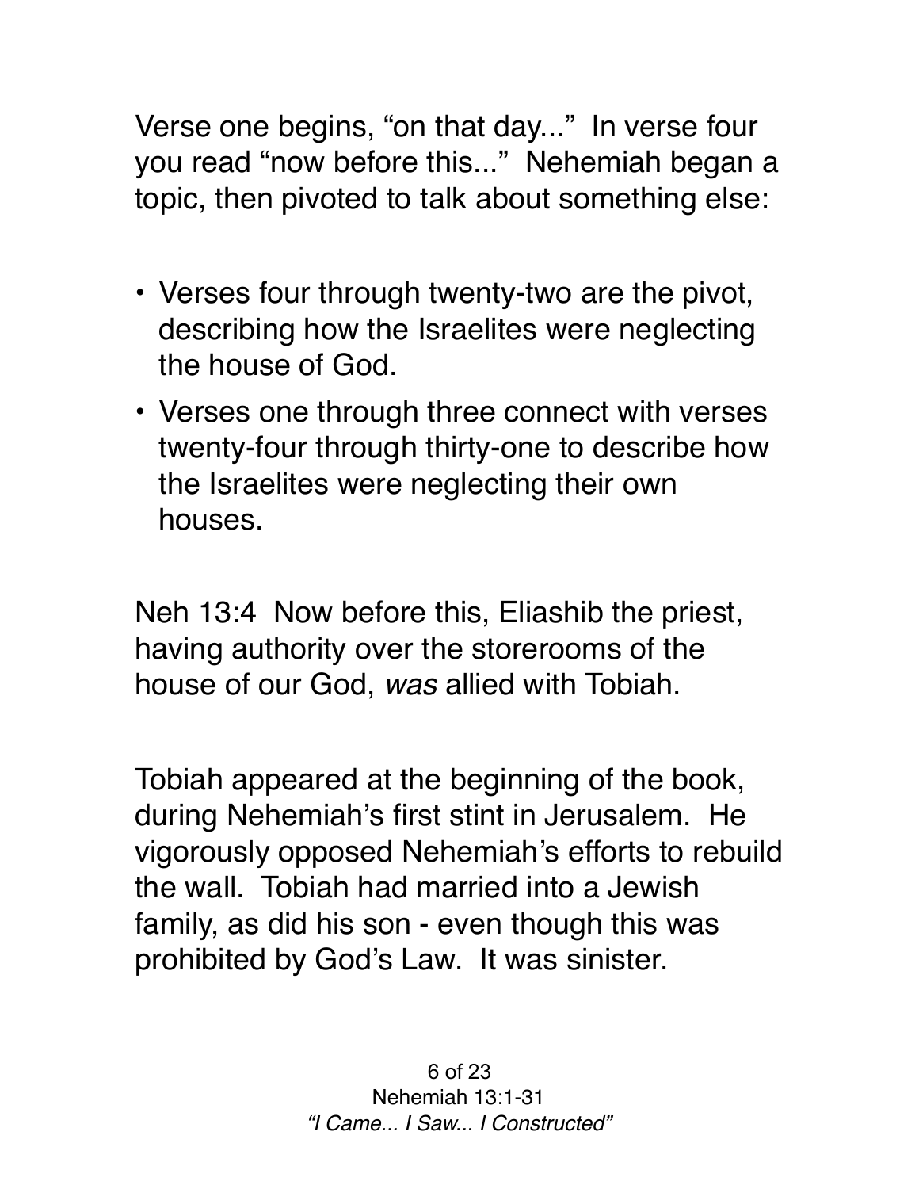Verse one begins, “on that day...” In verse four you read “now before this...” Nehemiah began a topic, then pivoted to talk about something else:

- Verses four through twenty-two are the pivot, describing how the Israelites were neglecting the house of God.
- Verses one through three connect with verses twenty-four through thirty-one to describe how the Israelites were neglecting their own houses.

Neh 13:4 Now before this, Eliashib the priest, having authority over the storerooms of the house of our God, *was* allied with Tobiah.

Tobiah appeared at the beginning of the book, during Nehemiah’s first stint in Jerusalem. He vigorously opposed Nehemiah’s efforts to rebuild the wall. Tobiah had married into a Jewish family, as did his son - even though this was prohibited by God’s Law. It was sinister.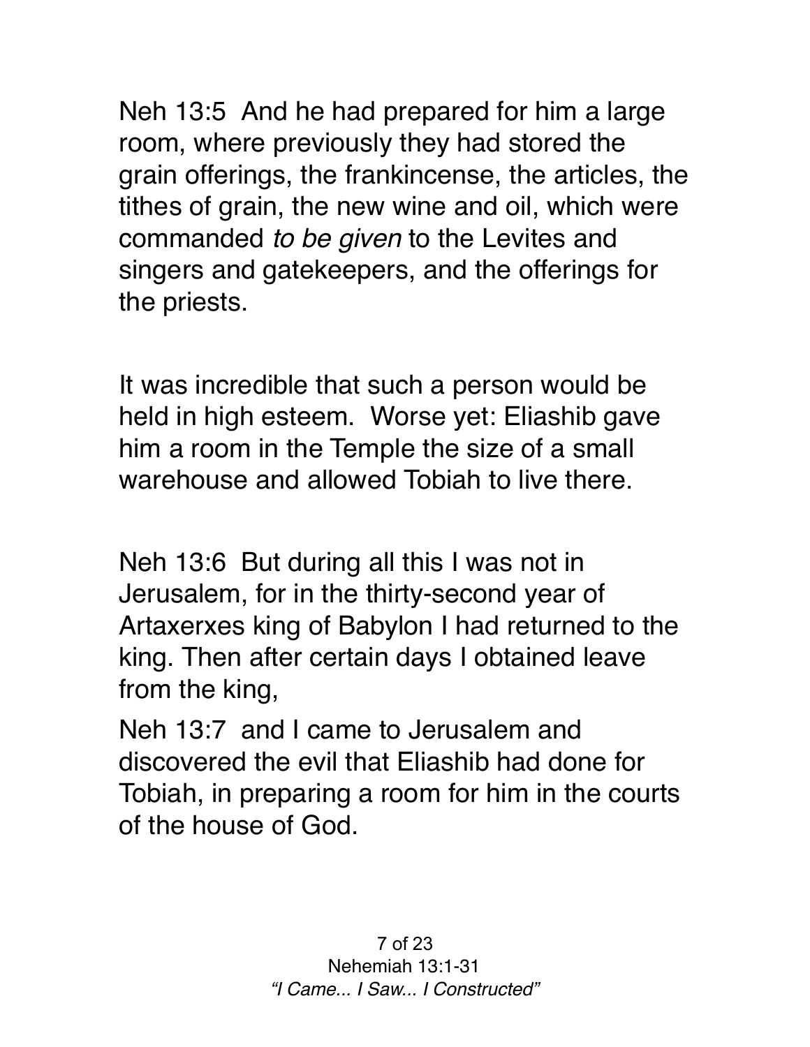Neh 13:5 And he had prepared for him a large room, where previously they had stored the grain offerings, the frankincense, the articles, the tithes of grain, the new wine and oil, which were commanded *to be given* to the Levites and singers and gatekeepers, and the offerings for the priests.

It was incredible that such a person would be held in high esteem. Worse yet: Eliashib gave him a room in the Temple the size of a small warehouse and allowed Tobiah to live there.

Neh 13:6 But during all this I was not in Jerusalem, for in the thirty-second year of Artaxerxes king of Babylon I had returned to the king. Then after certain days I obtained leave from the king,

Neh 13:7 and I came to Jerusalem and discovered the evil that Eliashib had done for Tobiah, in preparing a room for him in the courts of the house of God.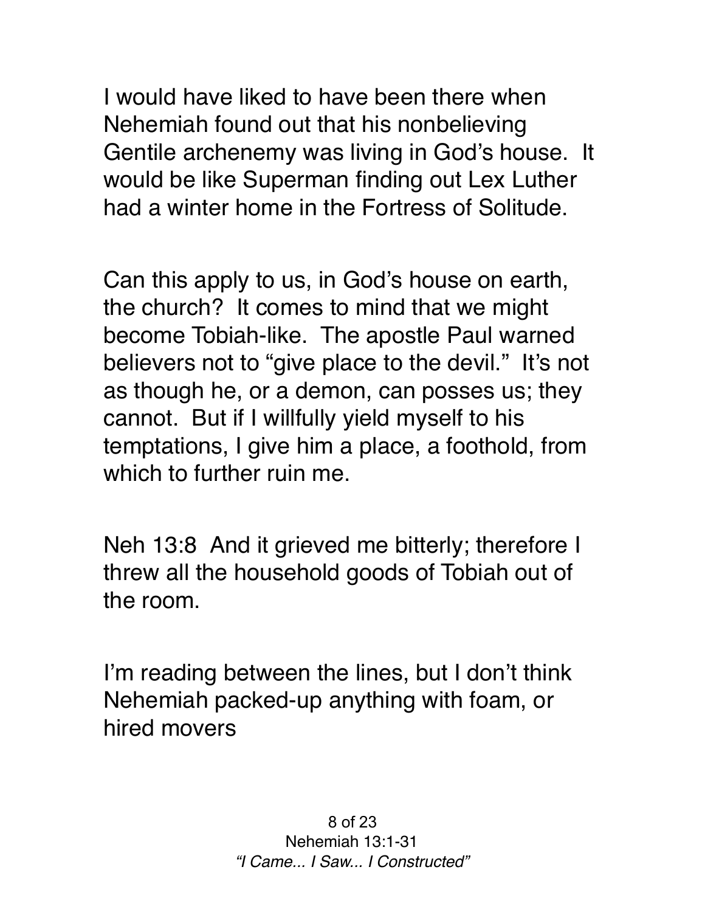I would have liked to have been there when Nehemiah found out that his nonbelieving Gentile archenemy was living in God's house. It would be like Superman finding out Lex Luther had a winter home in the Fortress of Solitude.

Can this apply to us, in God's house on earth, the church? It comes to mind that we might become Tobiah-like. The apostle Paul warned believers not to "give place to the devil." It's not as though he, or a demon, can posses us; they cannot. But if I willfully yield myself to his temptations, I give him a place, a foothold, from which to further ruin me.

Neh 13:8 And it grieved me bitterly; therefore I threw all the household goods of Tobiah out of the room.

I'm reading between the lines, but I don't think Nehemiah packed-up anything with foam, or hired movers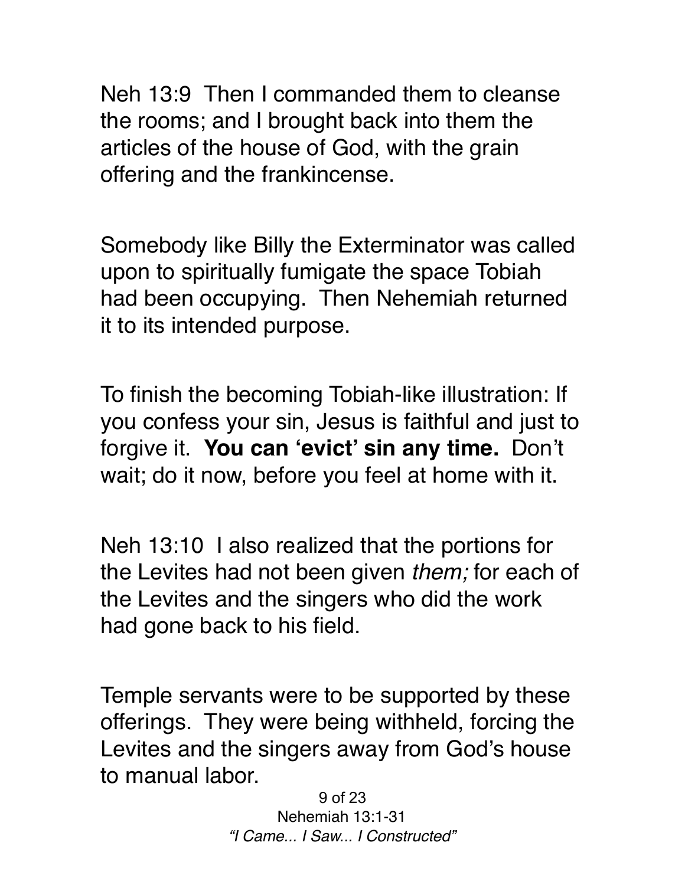Neh 13:9 Then I commanded them to cleanse the rooms; and I brought back into them the articles of the house of God, with the grain offering and the frankincense.

Somebody like Billy the Exterminator was called upon to spiritually fumigate the space Tobiah had been occupying. Then Nehemiah returned it to its intended purpose.

To finish the becoming Tobiah-like illustration: If you confess your sin, Jesus is faithful and just to forgive it. **You can 'evict' sin any time.** Don't wait; do it now, before you feel at home with it.

Neh 13:10 I also realized that the portions for the Levites had not been given *them;* for each of the Levites and the singers who did the work had gone back to his field.

Temple servants were to be supported by these offerings. They were being withheld, forcing the Levites and the singers away from God's house to manual labor.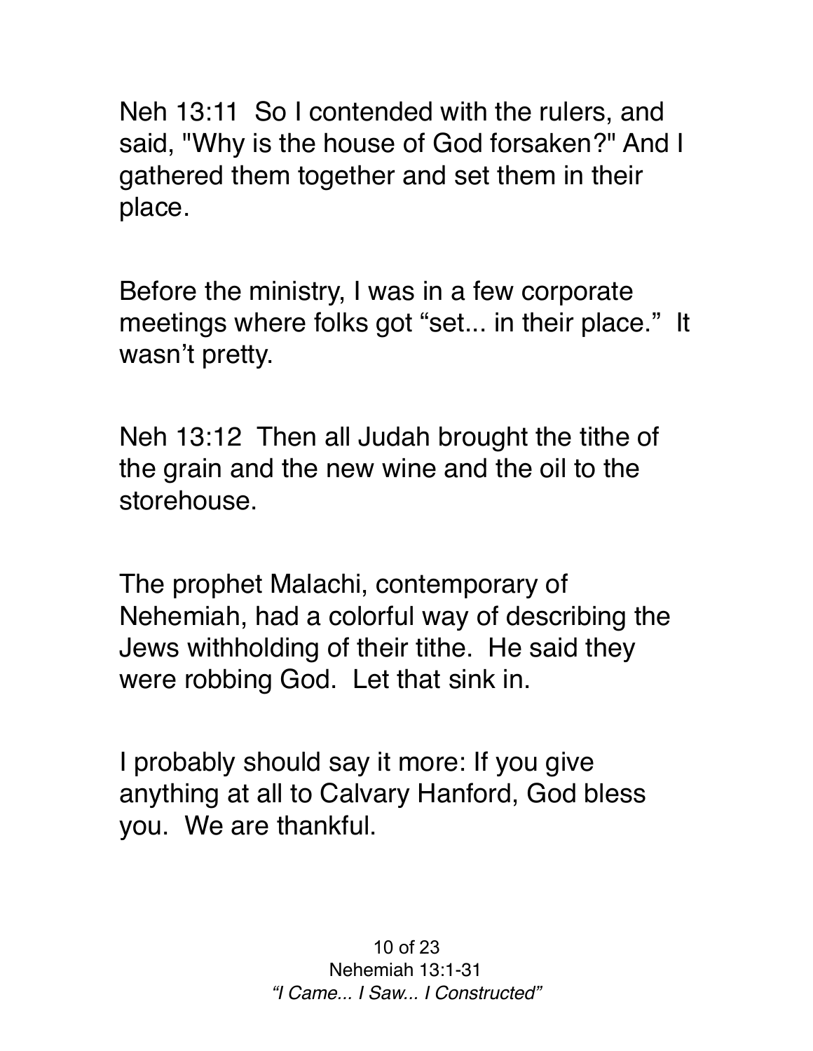Neh 13:11  So I contended with the rulers, and said, "Why is the house of God forsaken?" And I gathered them together and set them in their place.

Before the ministry, I was in a few corporate meetings where folks got “set... in their place.”  It wasn’t pretty.

Neh 13:12  Then all Judah brought the tithe of the grain and the new wine and the oil to the storehouse.

The prophet Malachi, contemporary of Nehemiah, had a colorful way of describing the Jews withholding of their tithe.  He said they were robbing God.  Let that sink in.

I probably should say it more: If you give anything at all to Calvary Hanford, God bless you.  We are thankful.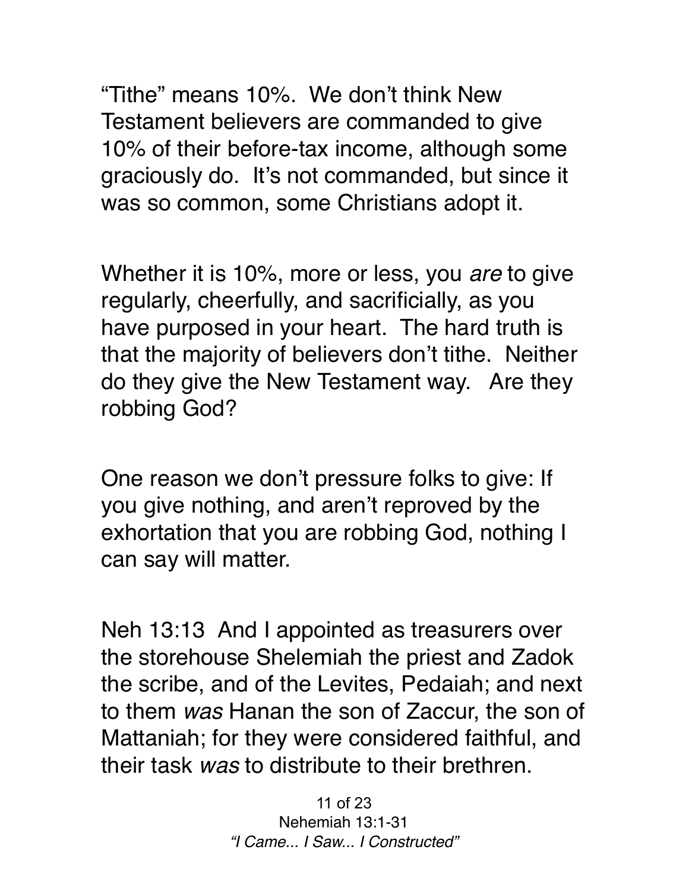"Tithe" means 10%. We don't think New Testament believers are commanded to give 10% of their before-tax income, although some graciously do. It's not commanded, but since it was so common, some Christians adopt it.

Whether it is 10%, more or less, you *are* to give regularly, cheerfully, and sacrificially, as you have purposed in your heart. The hard truth is that the majority of believers don't tithe. Neither do they give the New Testament way. Are they robbing God?

One reason we don't pressure folks to give: If you give nothing, and aren't reproved by the exhortation that you are robbing God, nothing I can say will matter.

Neh 13:13 And I appointed as treasurers over the storehouse Shelemiah the priest and Zadok the scribe, and of the Levites, Pedaiah; and next to them *was* Hanan the son of Zaccur, the son of Mattaniah; for they were considered faithful, and their task *was* to distribute to their brethren.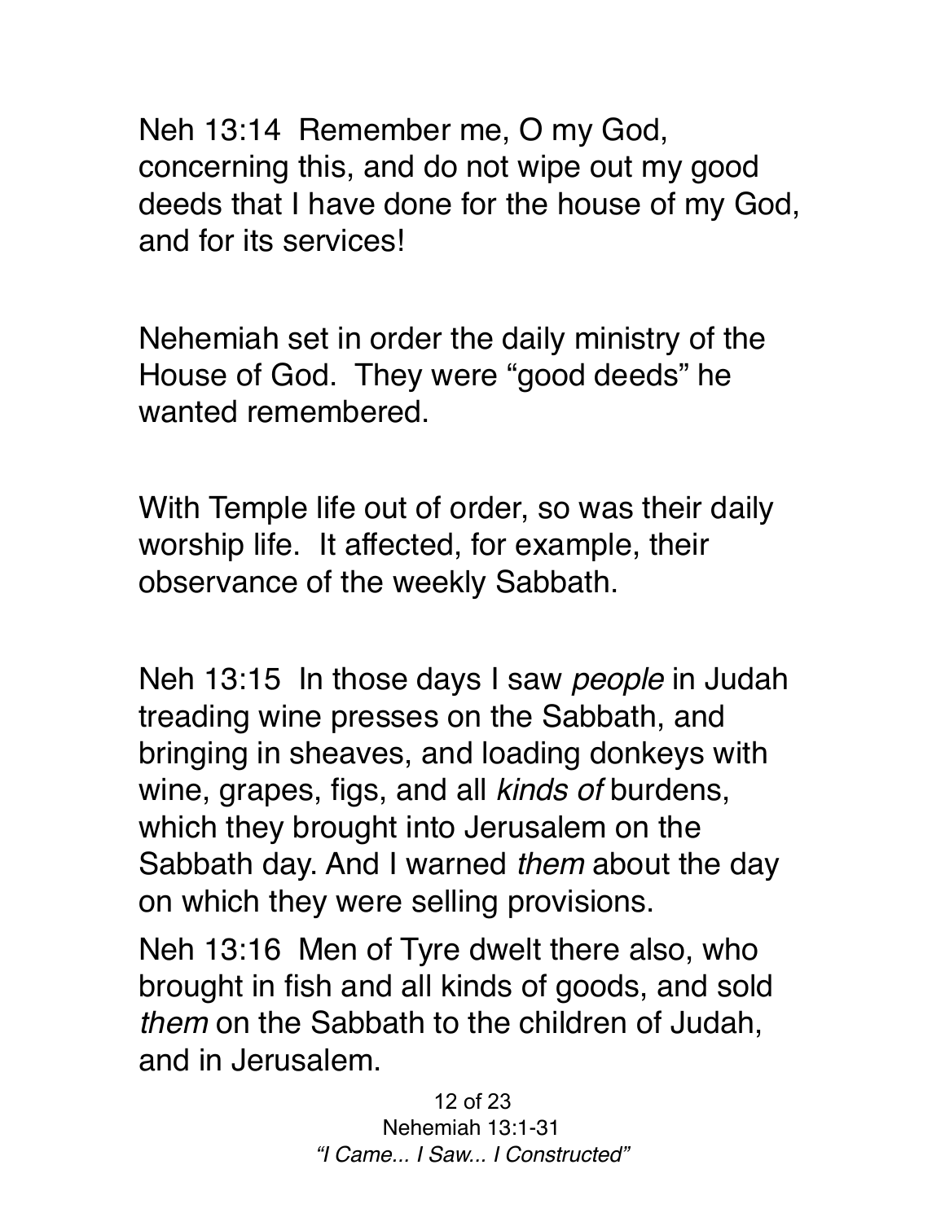Neh 13:14  Remember me, O my God, concerning this, and do not wipe out my good deeds that I have done for the house of my God, and for its services!

Nehemiah set in order the daily ministry of the House of God.  They were "good deeds" he wanted remembered.

With Temple life out of order, so was their daily worship life.  It affected, for example, their observance of the weekly Sabbath.

Neh 13:15  In those days I saw *people* in Judah treading wine presses on the Sabbath, and bringing in sheaves, and loading donkeys with wine, grapes, figs, and all *kinds of* burdens, which they brought into Jerusalem on the Sabbath day. And I warned *them* about the day on which they were selling provisions.

Neh 13:16  Men of Tyre dwelt there also, who brought in fish and all kinds of goods, and sold *them* on the Sabbath to the children of Judah, and in Jerusalem.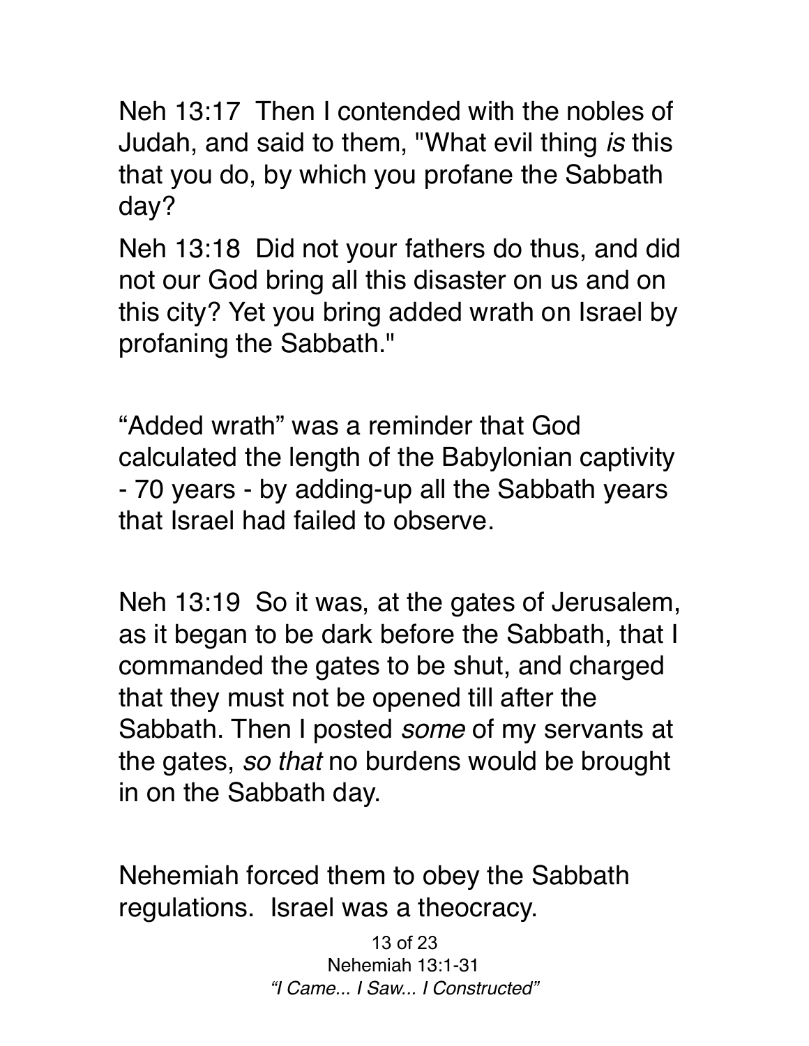Neh 13:17  Then I contended with the nobles of Judah, and said to them, "What evil thing *is* this that you do, by which you profane the Sabbath day?

Neh 13:18  Did not your fathers do thus, and did not our God bring all this disaster on us and on this city? Yet you bring added wrath on Israel by profaning the Sabbath."

“Added wrath” was a reminder that God calculated the length of the Babylonian captivity - 70 years - by adding-up all the Sabbath years that Israel had failed to observe.

Neh 13:19  So it was, at the gates of Jerusalem, as it began to be dark before the Sabbath, that I commanded the gates to be shut, and charged that they must not be opened till after the Sabbath. Then I posted *some* of my servants at the gates, *so that* no burdens would be brought in on the Sabbath day.

Nehemiah forced them to obey the Sabbath regulations.  Israel was a theocracy.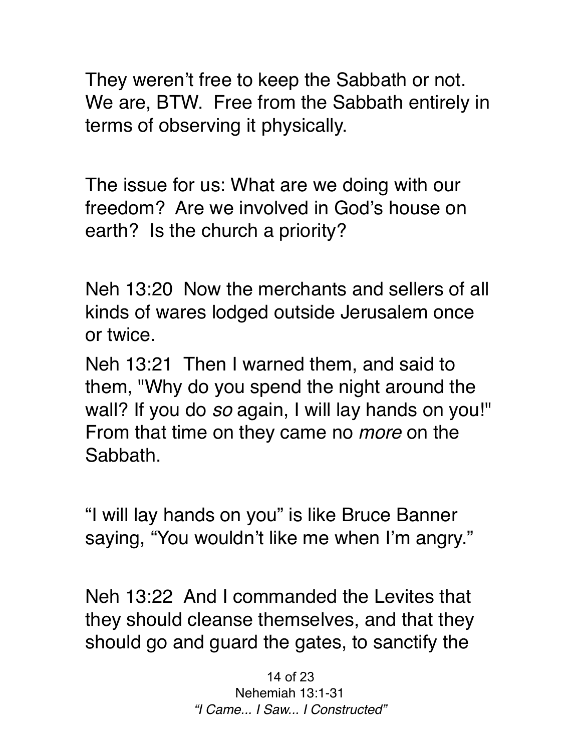They weren't free to keep the Sabbath or not. We are, BTW. Free from the Sabbath entirely in terms of observing it physically.

The issue for us: What are we doing with our freedom? Are we involved in God's house on earth? Is the church a priority?

Neh 13:20 Now the merchants and sellers of all kinds of wares lodged outside Jerusalem once or twice.

Neh 13:21 Then I warned them, and said to them, "Why do you spend the night around the wall? If you do *so* again, I will lay hands on you!" From that time on they came no *more* on the Sabbath.

"I will lay hands on you" is like Bruce Banner saying, "You wouldn't like me when I'm angry."

Neh 13:22 And I commanded the Levites that they should cleanse themselves, and that they should go and guard the gates, to sanctify the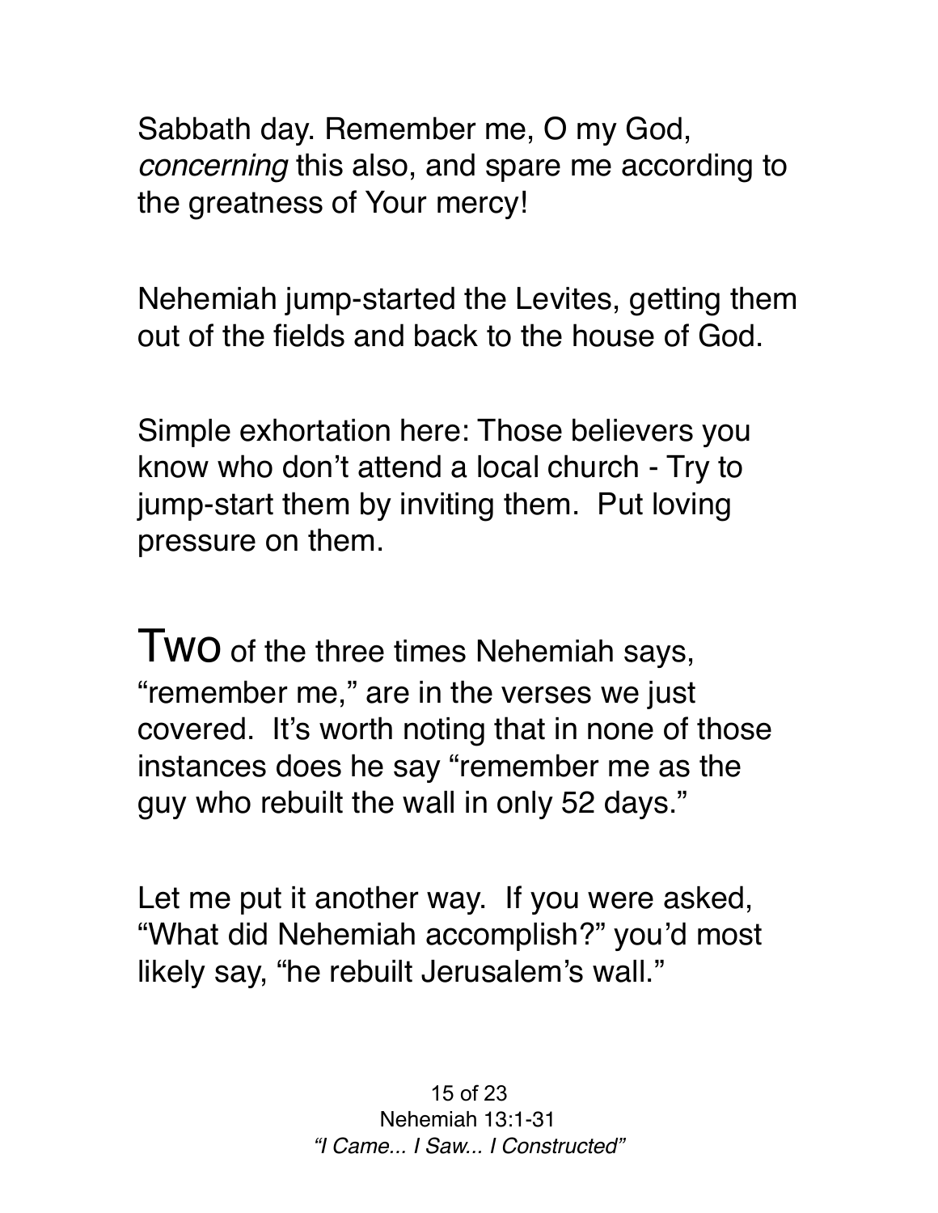Sabbath day. Remember me, O my God, *concerning* this also, and spare me according to the greatness of Your mercy!

Nehemiah jump-started the Levites, getting them out of the fields and back to the house of God.

Simple exhortation here: Those believers you know who don't attend a local church - Try to jump-start them by inviting them.  Put loving pressure on them.

Two of the three times Nehemiah says, "remember me," are in the verses we just covered.  It's worth noting that in none of those instances does he say "remember me as the guy who rebuilt the wall in only 52 days."

Let me put it another way.  If you were asked, "What did Nehemiah accomplish?" you'd most likely say, "he rebuilt Jerusalem's wall."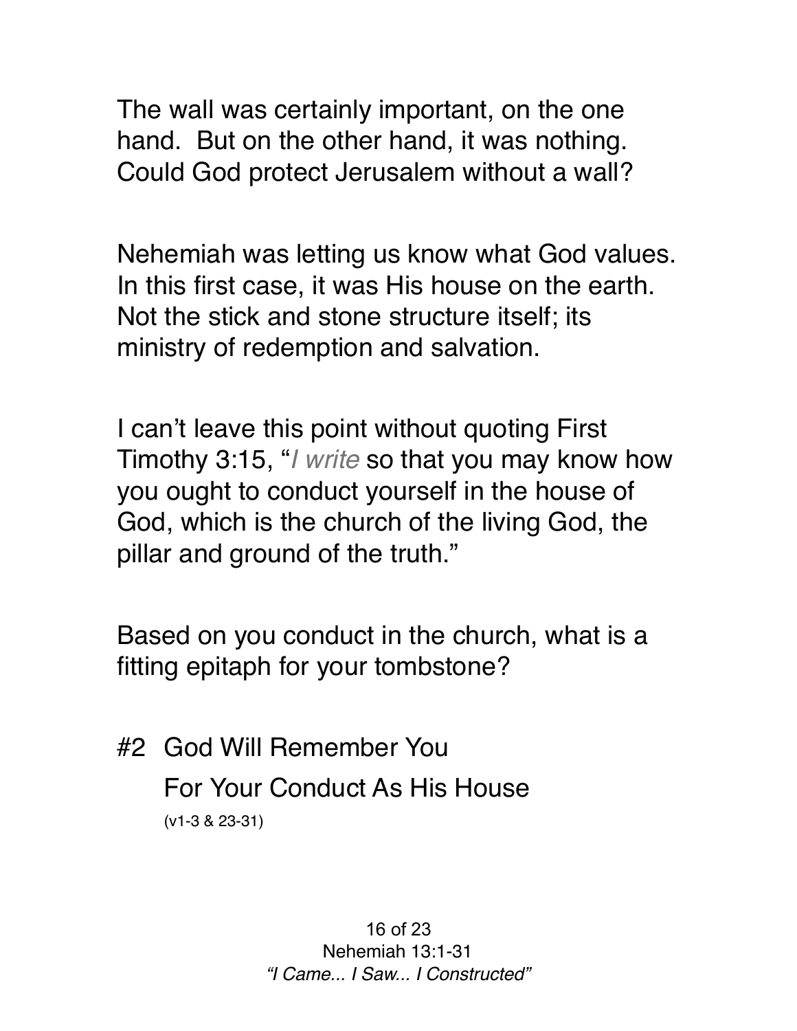The wall was certainly important, on the one hand. But on the other hand, it was nothing. Could God protect Jerusalem without a wall?

Nehemiah was letting us know what God values. In this first case, it was His house on the earth. Not the stick and stone structure itself; its ministry of redemption and salvation.

I can't leave this point without quoting First Timothy 3:15, "*I write* so that you may know how you ought to conduct yourself in the house of God, which is the church of the living God, the pillar and ground of the truth."

Based on you conduct in the church, what is a fitting epitaph for your tombstone?

## #2 God Will Remember You For Your Conduct As His House

(v1-3 & 23-31)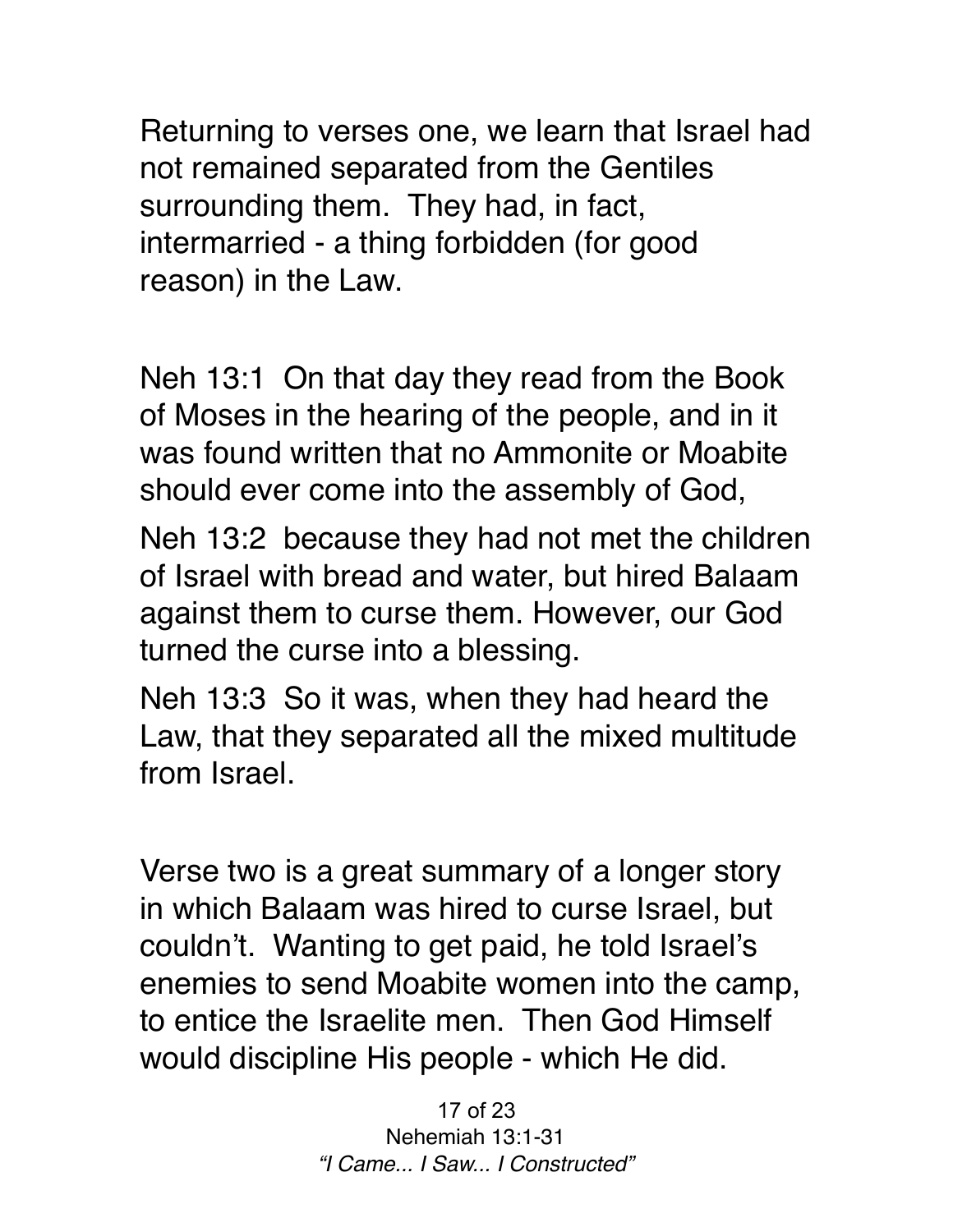Returning to verses one, we learn that Israel had not remained separated from the Gentiles surrounding them. They had, in fact, intermarried - a thing forbidden (for good reason) in the Law.

Neh 13:1 On that day they read from the Book of Moses in the hearing of the people, and in it was found written that no Ammonite or Moabite should ever come into the assembly of God,

Neh 13:2 because they had not met the children of Israel with bread and water, but hired Balaam against them to curse them. However, our God turned the curse into a blessing.

Neh 13:3 So it was, when they had heard the Law, that they separated all the mixed multitude from Israel.

Verse two is a great summary of a longer story in which Balaam was hired to curse Israel, but couldn't. Wanting to get paid, he told Israel's enemies to send Moabite women into the camp, to entice the Israelite men. Then God Himself would discipline His people - which He did.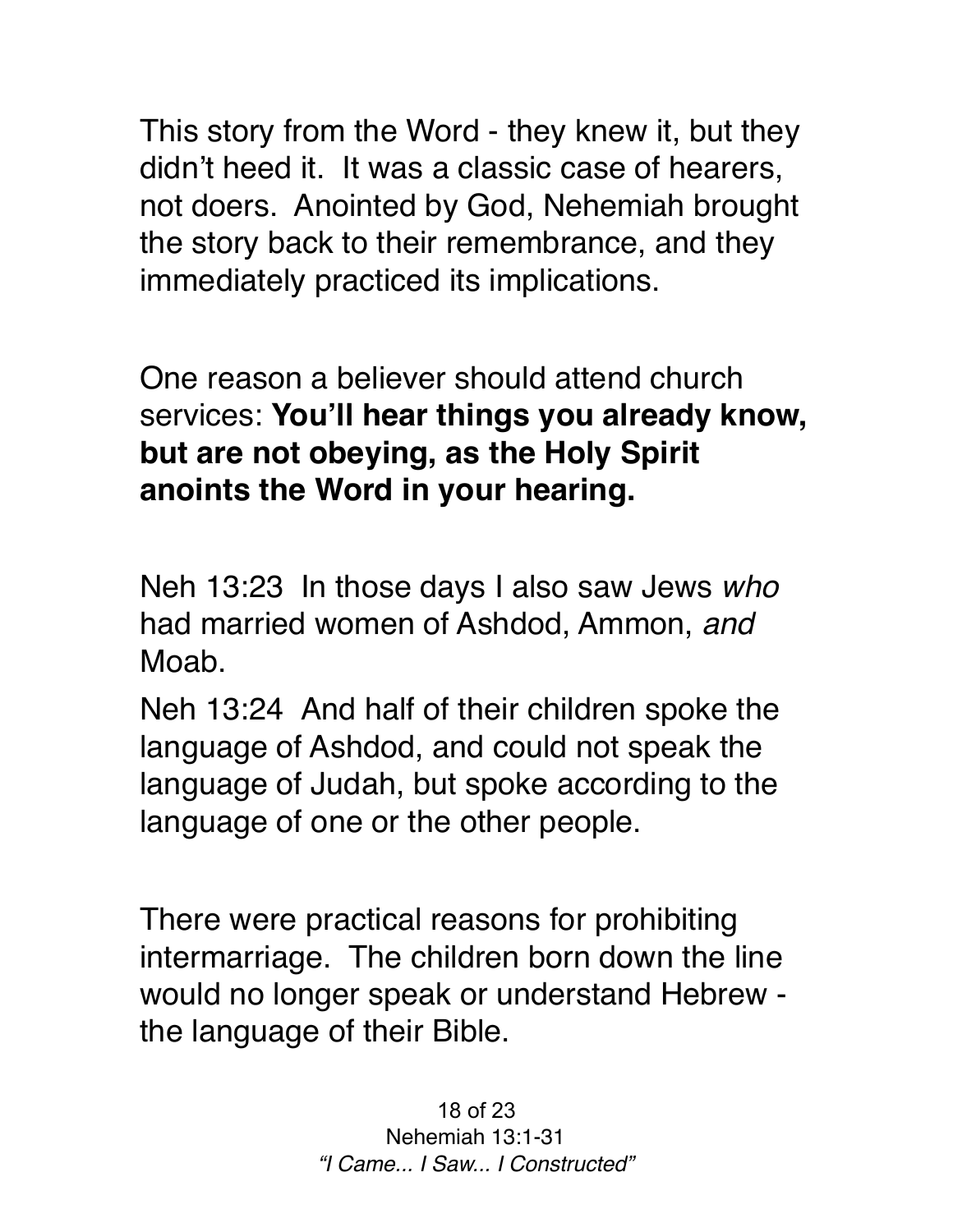This story from the Word - they knew it, but they didn't heed it. It was a classic case of hearers, not doers. Anointed by God, Nehemiah brought the story back to their remembrance, and they immediately practiced its implications.

One reason a believer should attend church services: **You'll hear things you already know, but are not obeying, as the Holy Spirit anoints the Word in your hearing.**

Neh 13:23 In those days I also saw Jews *who* had married women of Ashdod, Ammon, *and* Moab.

Neh 13:24 And half of their children spoke the language of Ashdod, and could not speak the language of Judah, but spoke according to the language of one or the other people.

There were practical reasons for prohibiting intermarriage. The children born down the line would no longer speak or understand Hebrew - the language of their Bible.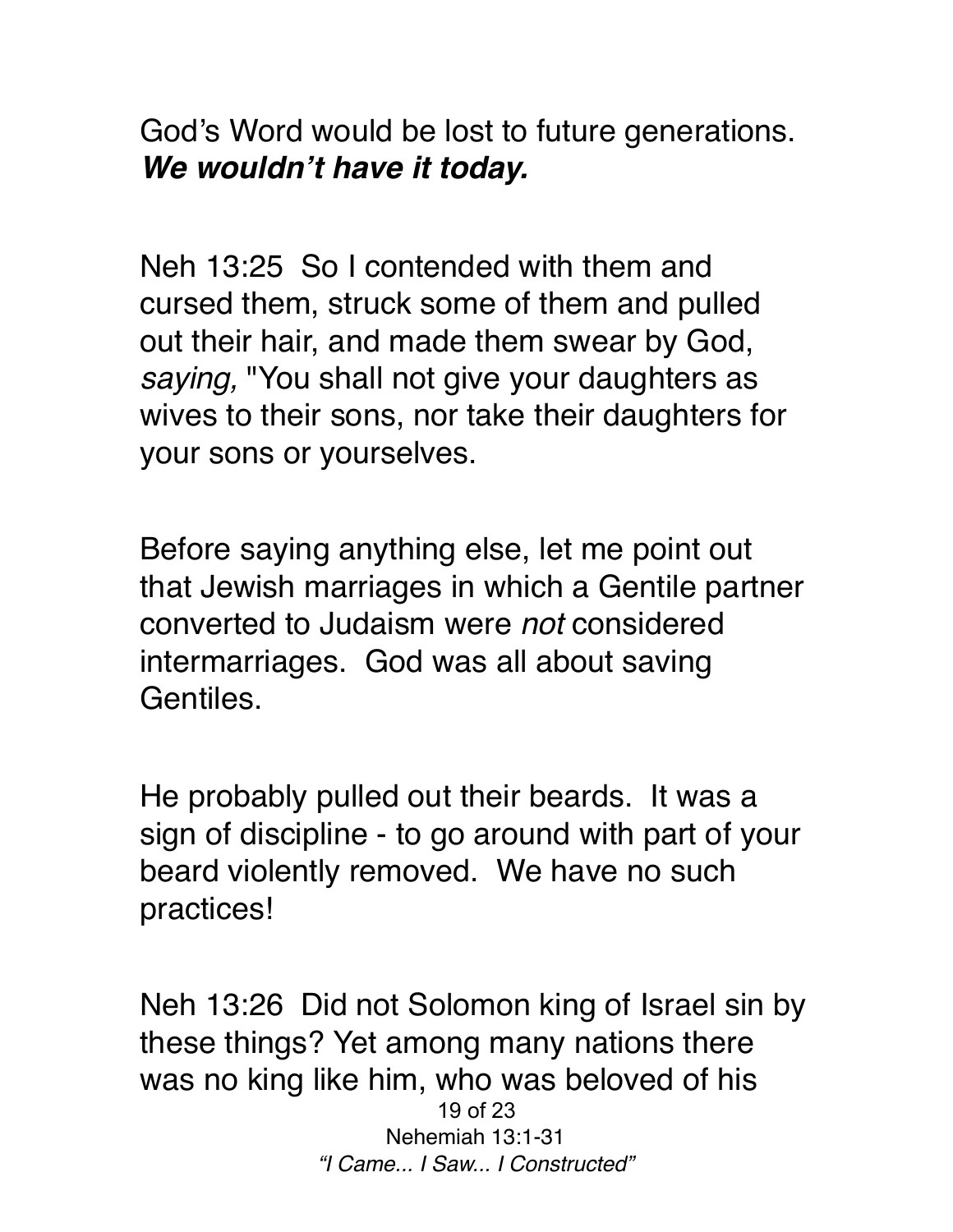God's Word would be lost to future generations. ***We wouldn't have it today.***

Neh 13:25 So I contended with them and cursed them, struck some of them and pulled out their hair, and made them swear by God, *saying,* "You shall not give your daughters as wives to their sons, nor take their daughters for your sons or yourselves.

Before saying anything else, let me point out that Jewish marriages in which a Gentile partner converted to Judaism were *not* considered intermarriages. God was all about saving Gentiles.

He probably pulled out their beards. It was a sign of discipline - to go around with part of your beard violently removed. We have no such practices!

Neh 13:26 Did not Solomon king of Israel sin by these things? Yet among many nations there was no king like him, who was beloved of his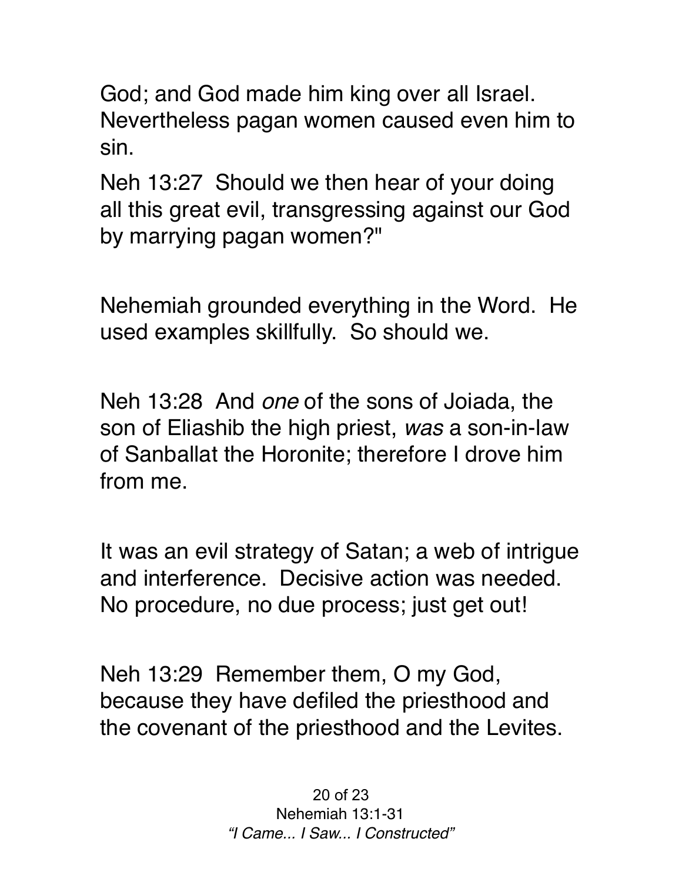God; and God made him king over all Israel. Nevertheless pagan women caused even him to sin.

Neh 13:27  Should we then hear of your doing all this great evil, transgressing against our God by marrying pagan women?"

Nehemiah grounded everything in the Word.  He used examples skillfully.  So should we.

Neh 13:28  And *one* of the sons of Joiada, the son of Eliashib the high priest, *was* a son-in-law of Sanballat the Horonite; therefore I drove him from me.

It was an evil strategy of Satan; a web of intrigue and interference.  Decisive action was needed. No procedure, no due process; just get out!

Neh 13:29  Remember them, O my God, because they have defiled the priesthood and the covenant of the priesthood and the Levites.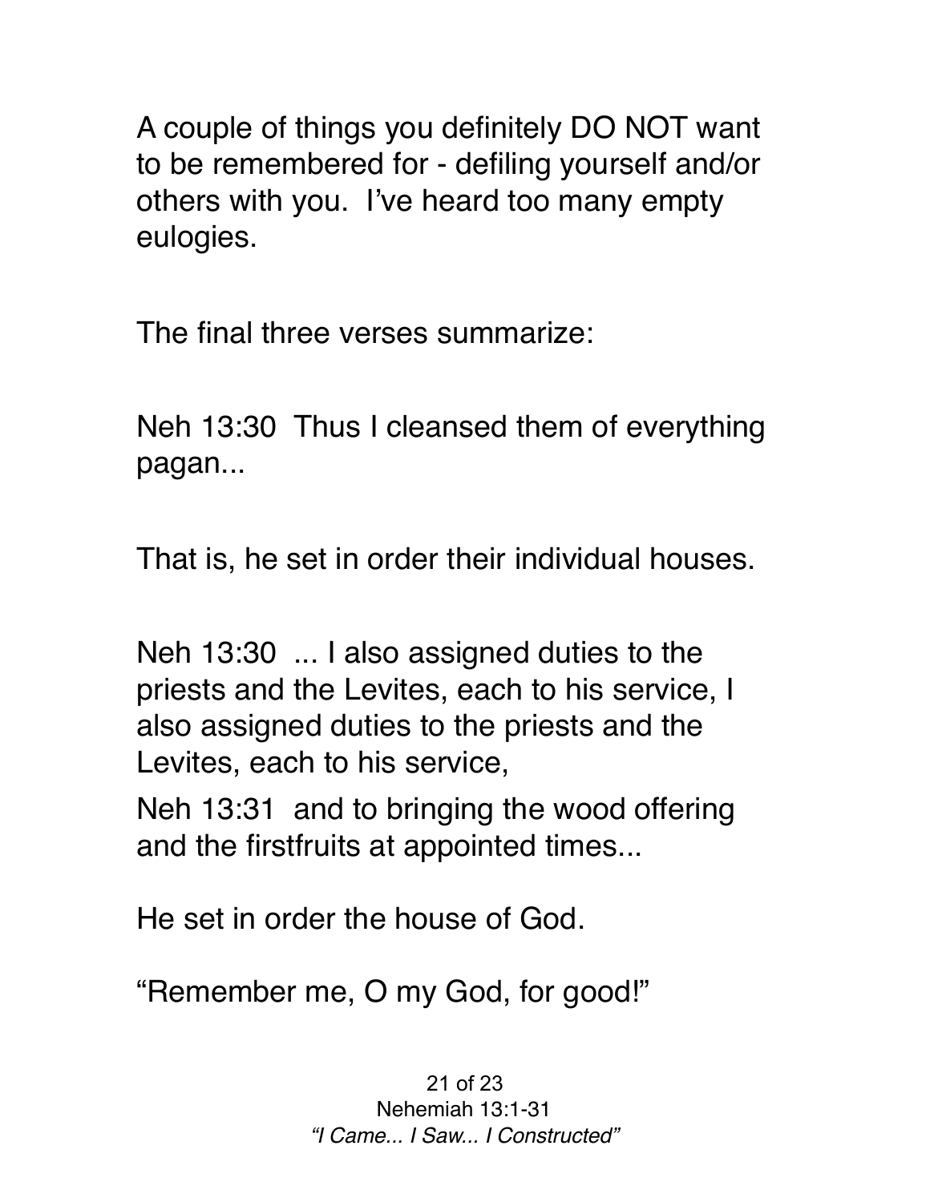A couple of things you definitely DO NOT want to be remembered for - defiling yourself and/or others with you. I've heard too many empty eulogies.

The final three verses summarize:

Neh 13:30 Thus I cleansed them of everything pagan...

That is, he set in order their individual houses.

Neh 13:30 ... I also assigned duties to the priests and the Levites, each to his service, I also assigned duties to the priests and the Levites, each to his service,

Neh 13:31 and to bringing the wood offering and the firstfruits at appointed times...

He set in order the house of God.

"Remember me, O my God, for good!"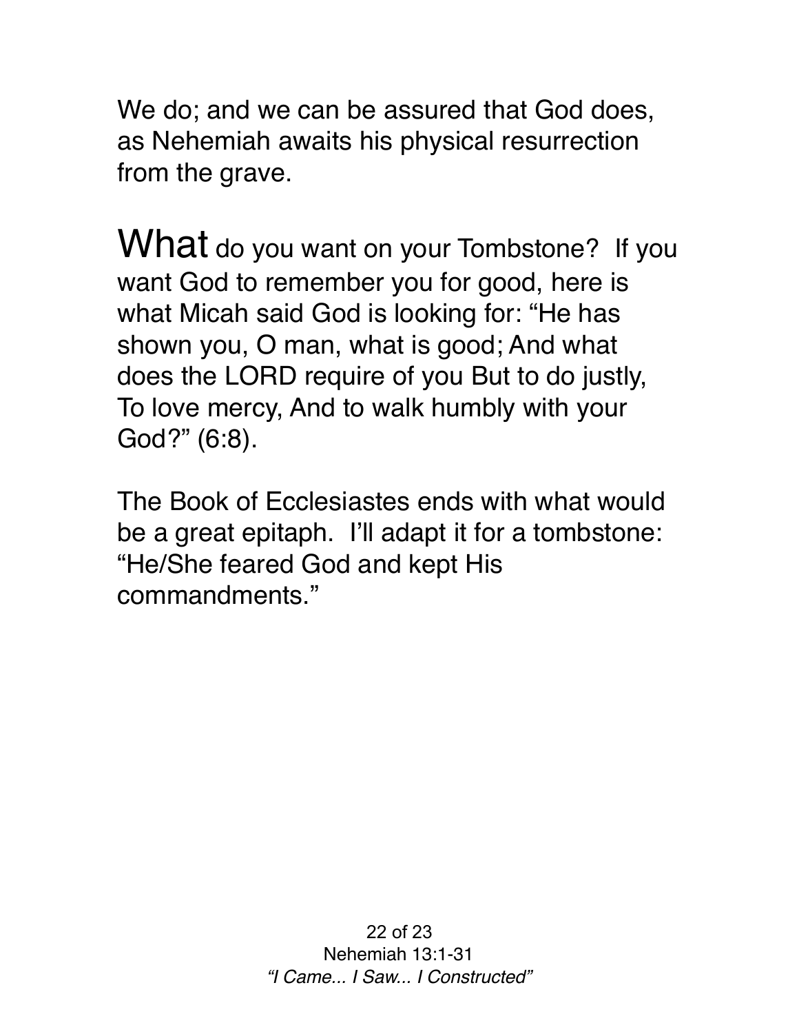We do; and we can be assured that God does, as Nehemiah awaits his physical resurrection from the grave.

What do you want on your Tombstone? If you want God to remember you for good, here is what Micah said God is looking for: “He has shown you, O man, what is good; And what does the LORD require of you But to do justly, To love mercy, And to walk humbly with your God?” (6:8).

The Book of Ecclesiastes ends with what would be a great epitaph. I’ll adapt it for a tombstone: “He/She feared God and kept His commandments.”